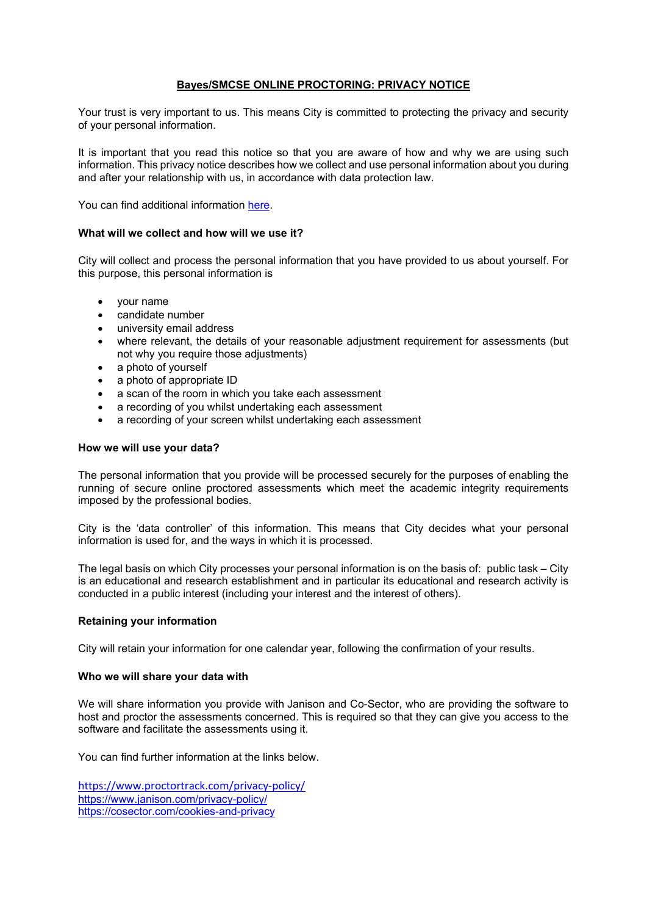# Bayes/SMCSE ONLINE PROCTORING: PRIVACY NOTICE

Your trust is very important to us. This means City is committed to protecting the privacy and security of your personal information.

It is important that you read this notice so that you are aware of how and why we are using such information. This privacy notice describes how we collect and use personal information about you during and after your relationship with us, in accordance with data protection law.

You can find additional information [here]().

### What will we collect and how will we use it?

City will collect and process the personal information that you have provided to us about yourself. For this purpose, this personal information is

- your name
- candidate number
- university email address
- where relevant, the details of your reasonable adjustment requirement for assessments (but not why you require those adjustments)
- a photo of yourself
- a photo of appropriate ID
- a scan of the room in which you take each assessment
- a recording of you whilst undertaking each assessment
- a recording of your screen whilst undertaking each assessment

### How we will use your data?

The personal information that you provide will be processed securely for the purposes of enabling the running of secure online proctored assessments which meet the academic integrity requirements imposed by the professional bodies.

City is the 'data controller' of this information. This means that City decides what your personal information is used for, and the ways in which it is processed.

The legal basis on which City processes your personal information is on the basis of: public task – City is an educational and research establishment and in particular its educational and research activity is conducted in a public interest (including your interest and the interest of others).

### Retaining your information

City will retain your information for one calendar year, following the confirmation of your results.

### Who we will share your data with

We will share information you provide with Janison and Co-Sector, who are providing the software to host and proctor the assessments concerned. This is required so that they can give you access to the software and facilitate the assessments using it.

You can find further information at the links below.

https://www.proctortrack.com/privacy-policy/
https://www.janison.com/privacy-policy/
https://cosector.com/cookies-and-privacy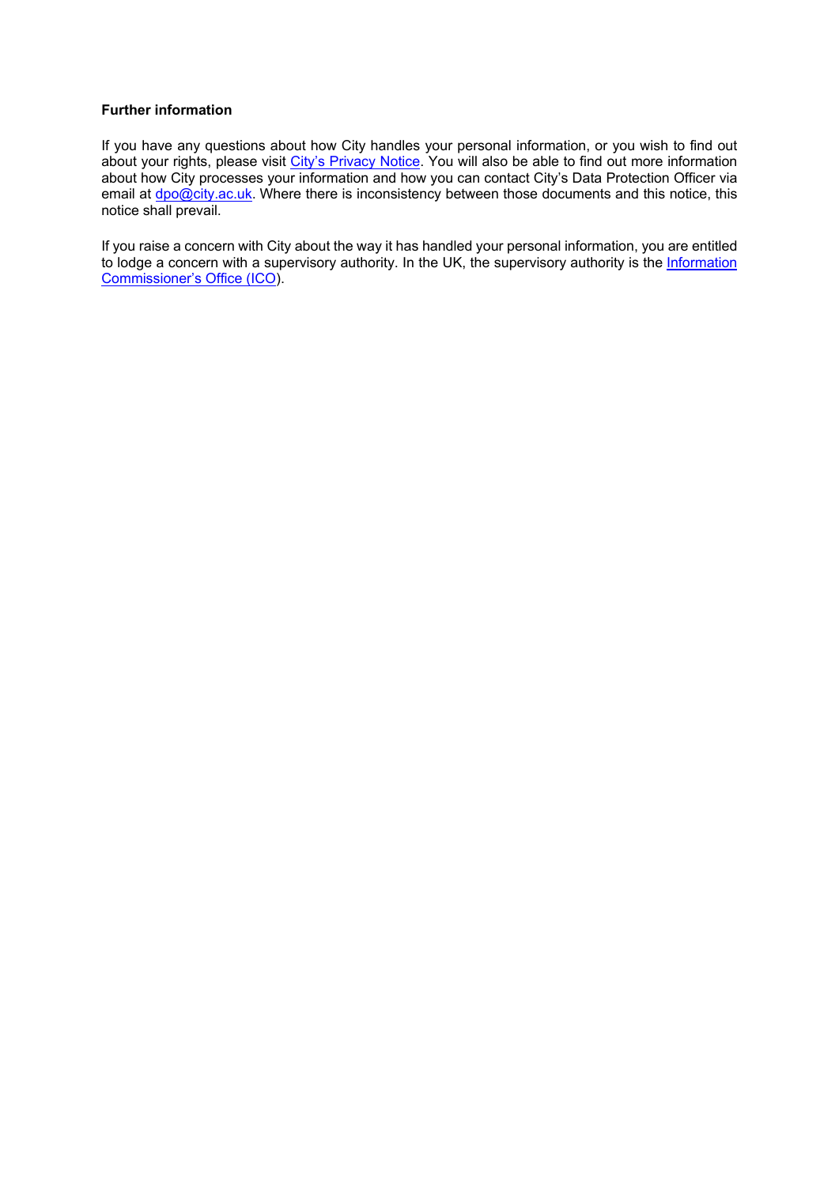**Further information**

If you have any questions about how City handles your personal information, or you wish to find out about your rights, please visit City's Privacy Notice. You will also be able to find out more information about how City processes your information and how you can contact City's Data Protection Officer via email at dpo@city.ac.uk. Where there is inconsistency between those documents and this notice, this notice shall prevail.

If you raise a concern with City about the way it has handled your personal information, you are entitled to lodge a concern with a supervisory authority. In the UK, the supervisory authority is the Information Commissioner's Office (ICO).